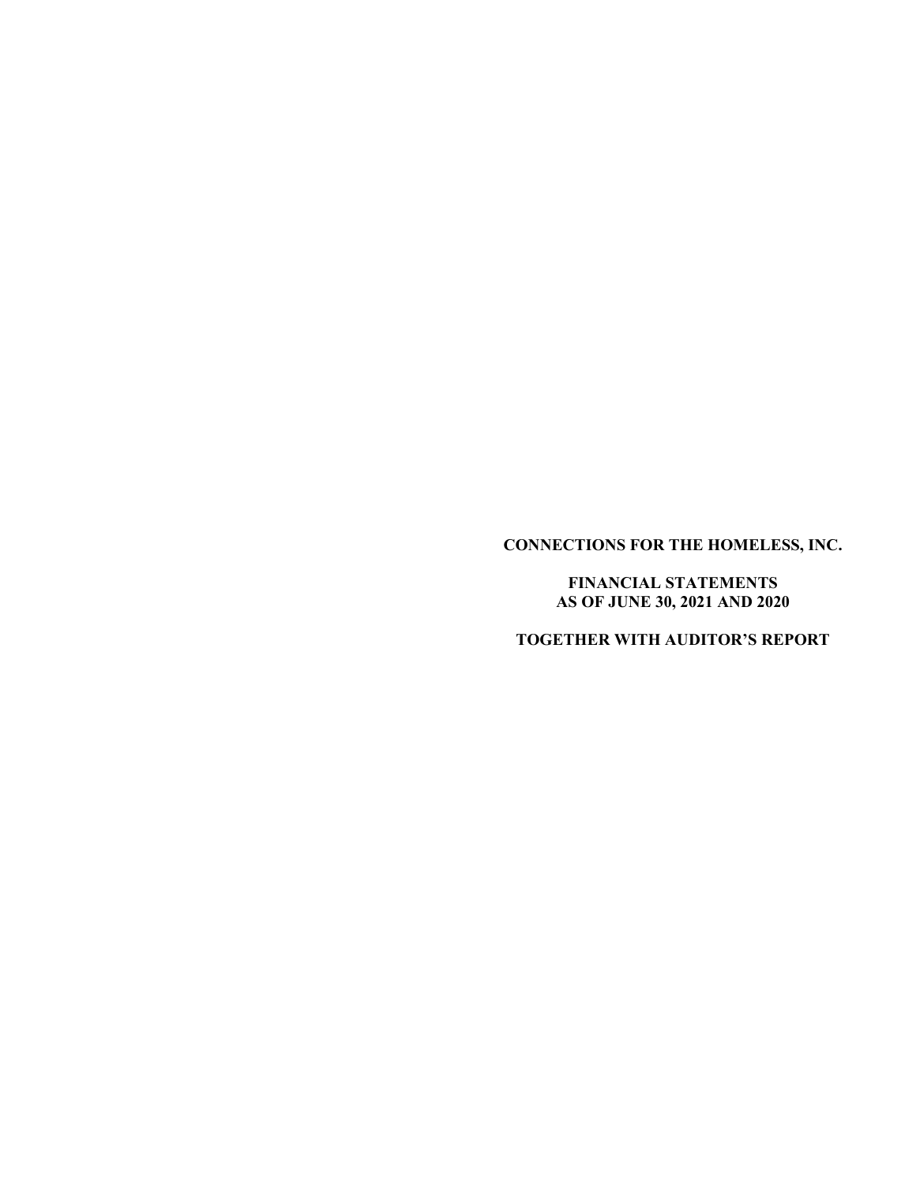**CONNECTIONS FOR THE HOMELESS, INC.**

**FINANCIAL STATEMENTS**
**AS OF JUNE 30, 2021 AND 2020**

**TOGETHER WITH AUDITOR'S REPORT**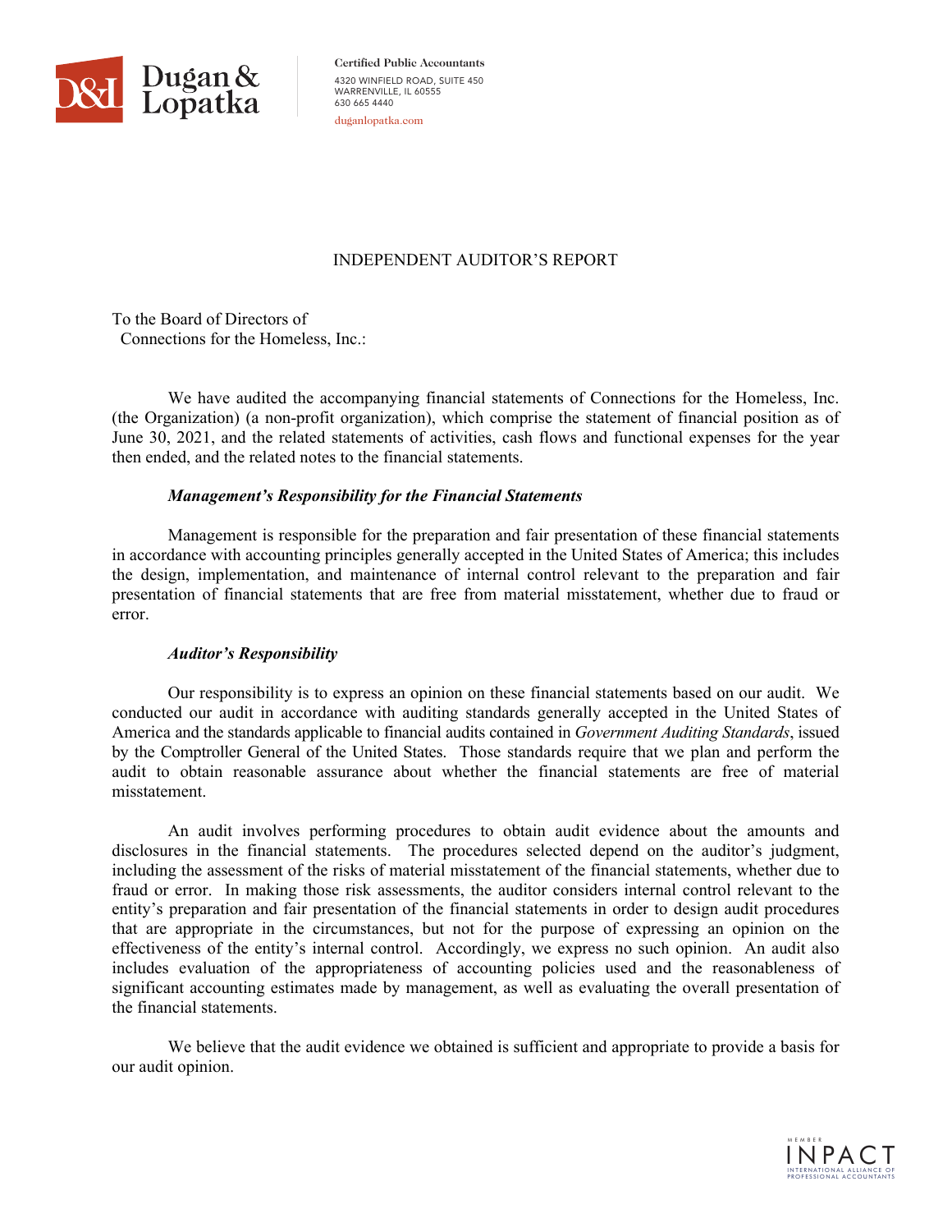Dugan & Lopatka

Certified Public Accountants
4320 WINFIELD ROAD, SUITE 450
WARRENVILLE, IL 60555
630 665 4440
duganlopatka.com

# INDEPENDENT AUDITOR'S REPORT

To the Board of Directors of
Connections for the Homeless, Inc.:

We have audited the accompanying financial statements of Connections for the Homeless, Inc. (the Organization) (a non-profit organization), which comprise the statement of financial position as of June 30, 2021, and the related statements of activities, cash flows and functional expenses for the year then ended, and the related notes to the financial statements.

### *Management's Responsibility for the Financial Statements*

Management is responsible for the preparation and fair presentation of these financial statements in accordance with accounting principles generally accepted in the United States of America; this includes the design, implementation, and maintenance of internal control relevant to the preparation and fair presentation of financial statements that are free from material misstatement, whether due to fraud or error.

### *Auditor's Responsibility*

Our responsibility is to express an opinion on these financial statements based on our audit. We conducted our audit in accordance with auditing standards generally accepted in the United States of America and the standards applicable to financial audits contained in *Government Auditing Standards*, issued by the Comptroller General of the United States. Those standards require that we plan and perform the audit to obtain reasonable assurance about whether the financial statements are free of material misstatement.

An audit involves performing procedures to obtain audit evidence about the amounts and disclosures in the financial statements. The procedures selected depend on the auditor's judgment, including the assessment of the risks of material misstatement of the financial statements, whether due to fraud or error. In making those risk assessments, the auditor considers internal control relevant to the entity's preparation and fair presentation of the financial statements in order to design audit procedures that are appropriate in the circumstances, but not for the purpose of expressing an opinion on the effectiveness of the entity's internal control. Accordingly, we express no such opinion. An audit also includes evaluation of the appropriateness of accounting policies used and the reasonableness of significant accounting estimates made by management, as well as evaluating the overall presentation of the financial statements.

We believe that the audit evidence we obtained is sufficient and appropriate to provide a basis for our audit opinion.

MEMBER INPACT INTERNATIONAL ALLIANCE OF PROFESSIONAL ACCOUNTANTS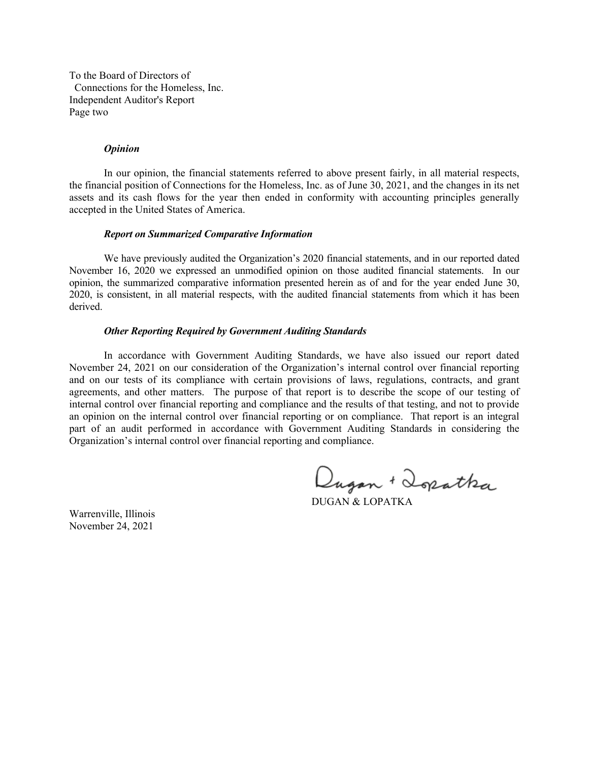To the Board of Directors of
Connections for the Homeless, Inc.
Independent Auditor's Report
Page two

***Opinion***

In our opinion, the financial statements referred to above present fairly, in all material respects, the financial position of Connections for the Homeless, Inc. as of June 30, 2021, and the changes in its net assets and its cash flows for the year then ended in conformity with accounting principles generally accepted in the United States of America.

***Report on Summarized Comparative Information***

We have previously audited the Organization's 2020 financial statements, and in our reported dated November 16, 2020 we expressed an unmodified opinion on those audited financial statements. In our opinion, the summarized comparative information presented herein as of and for the year ended June 30, 2020, is consistent, in all material respects, with the audited financial statements from which it has been derived.

***Other Reporting Required by Government Auditing Standards***

In accordance with Government Auditing Standards, we have also issued our report dated November 24, 2021 on our consideration of the Organization's internal control over financial reporting and on our tests of its compliance with certain provisions of laws, regulations, contracts, and grant agreements, and other matters. The purpose of that report is to describe the scope of our testing of internal control over financial reporting and compliance and the results of that testing, and not to provide an opinion on the internal control over financial reporting or on compliance. That report is an integral part of an audit performed in accordance with Government Auditing Standards in considering the Organization's internal control over financial reporting and compliance.

Dugan + Lopatka

DUGAN & LOPATKA

Warrenville, Illinois
November 24, 2021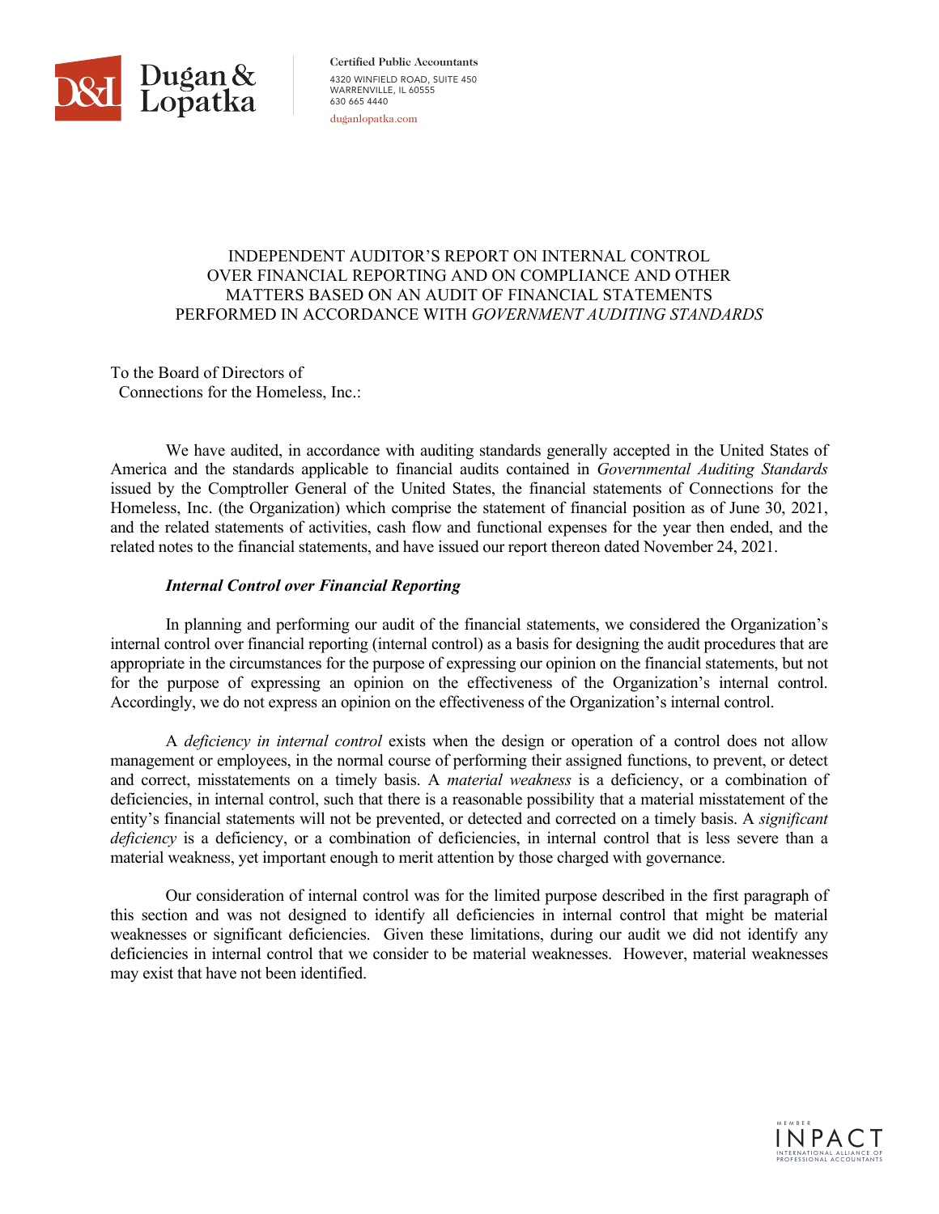Dugan & Lopatka

Certified Public Accountants
4320 WINFIELD ROAD, SUITE 450
WARRENVILLE, IL 60555
630 665 4440
duganlopatka.com

# INDEPENDENT AUDITOR'S REPORT ON INTERNAL CONTROL OVER FINANCIAL REPORTING AND ON COMPLIANCE AND OTHER MATTERS BASED ON AN AUDIT OF FINANCIAL STATEMENTS PERFORMED IN ACCORDANCE WITH *GOVERNMENT AUDITING STANDARDS*

To the Board of Directors of
Connections for the Homeless, Inc.:

We have audited, in accordance with auditing standards generally accepted in the United States of America and the standards applicable to financial audits contained in *Governmental Auditing Standards* issued by the Comptroller General of the United States, the financial statements of Connections for the Homeless, Inc. (the Organization) which comprise the statement of financial position as of June 30, 2021, and the related statements of activities, cash flow and functional expenses for the year then ended, and the related notes to the financial statements, and have issued our report thereon dated November 24, 2021.

***Internal Control over Financial Reporting***

In planning and performing our audit of the financial statements, we considered the Organization's internal control over financial reporting (internal control) as a basis for designing the audit procedures that are appropriate in the circumstances for the purpose of expressing our opinion on the financial statements, but not for the purpose of expressing an opinion on the effectiveness of the Organization's internal control. Accordingly, we do not express an opinion on the effectiveness of the Organization's internal control.

A *deficiency in internal control* exists when the design or operation of a control does not allow management or employees, in the normal course of performing their assigned functions, to prevent, or detect and correct, misstatements on a timely basis. A *material weakness* is a deficiency, or a combination of deficiencies, in internal control, such that there is a reasonable possibility that a material misstatement of the entity's financial statements will not be prevented, or detected and corrected on a timely basis. A *significant deficiency* is a deficiency, or a combination of deficiencies, in internal control that is less severe than a material weakness, yet important enough to merit attention by those charged with governance.

Our consideration of internal control was for the limited purpose described in the first paragraph of this section and was not designed to identify all deficiencies in internal control that might be material weaknesses or significant deficiencies. Given these limitations, during our audit we did not identify any deficiencies in internal control that we consider to be material weaknesses. However, material weaknesses may exist that have not been identified.

MEMBER INPACT INTERNATIONAL ALLIANCE OF PROFESSIONAL ACCOUNTANTS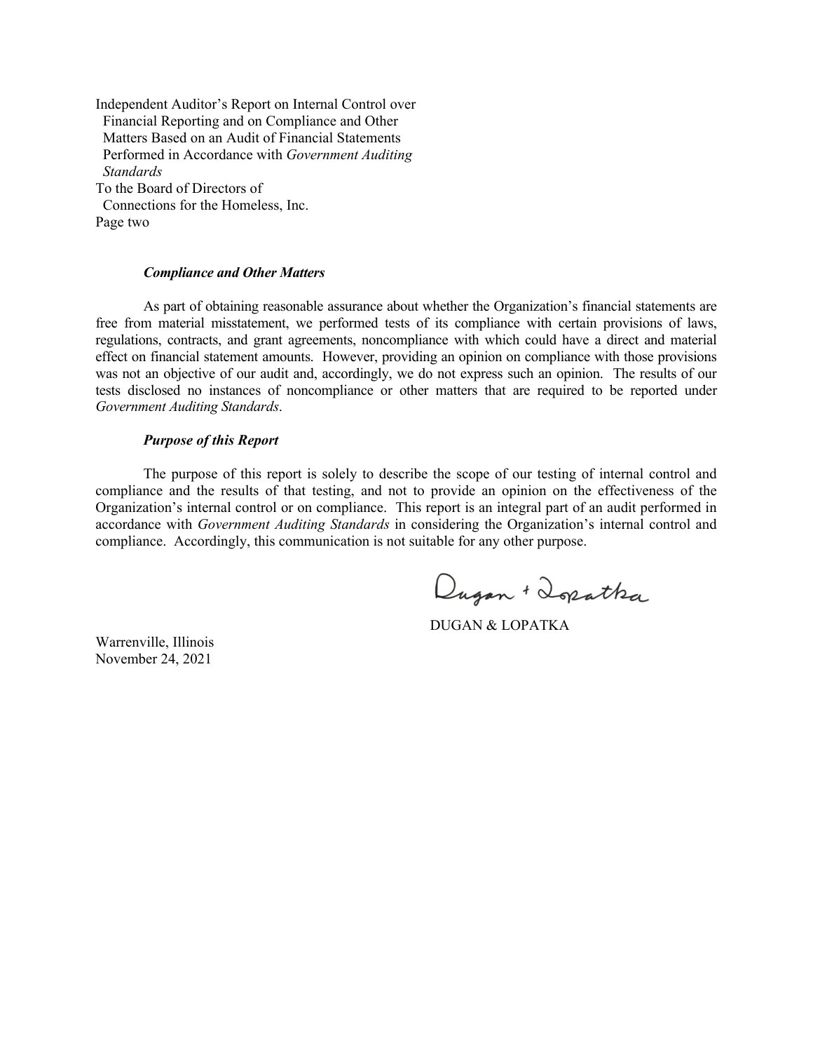Independent Auditor's Report on Internal Control over Financial Reporting and on Compliance and Other Matters Based on an Audit of Financial Statements Performed in Accordance with *Government Auditing Standards*
To the Board of Directors of Connections for the Homeless, Inc.
Page two

***Compliance and Other Matters***

As part of obtaining reasonable assurance about whether the Organization's financial statements are free from material misstatement, we performed tests of its compliance with certain provisions of laws, regulations, contracts, and grant agreements, noncompliance with which could have a direct and material effect on financial statement amounts. However, providing an opinion on compliance with those provisions was not an objective of our audit and, accordingly, we do not express such an opinion. The results of our tests disclosed no instances of noncompliance or other matters that are required to be reported under *Government Auditing Standards*.

***Purpose of this Report***

The purpose of this report is solely to describe the scope of our testing of internal control and compliance and the results of that testing, and not to provide an opinion on the effectiveness of the Organization's internal control or on compliance. This report is an integral part of an audit performed in accordance with *Government Auditing Standards* in considering the Organization's internal control and compliance. Accordingly, this communication is not suitable for any other purpose.

Dugan + Lopatka

DUGAN & LOPATKA

Warrenville, Illinois
November 24, 2021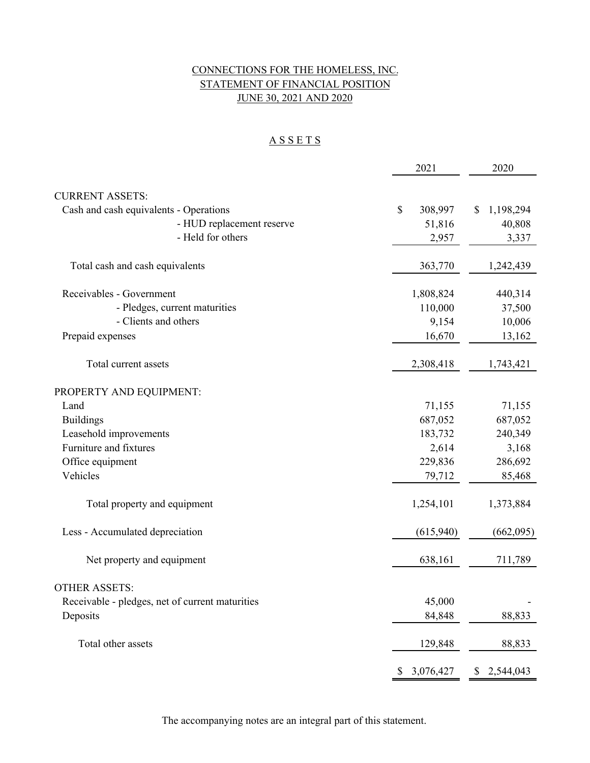# CONNECTIONS FOR THE HOMELESS, INC.
## STATEMENT OF FINANCIAL POSITION
## JUNE 30, 2021 AND 2020

### A S S E T S

| | 2021 | 2020 |
|---|---|---|
| **CURRENT ASSETS:** | | |
| Cash and cash equivalents - Operations | $ 308,997 | $ 1,198,294 |
| - HUD replacement reserve | 51,816 | 40,808 |
| - Held for others | 2,957 | 3,337 |
| Total cash and cash equivalents | 363,770 | 1,242,439 |
| Receivables - Government | 1,808,824 | 440,314 |
| - Pledges, current maturities | 110,000 | 37,500 |
| - Clients and others | 9,154 | 10,006 |
| Prepaid expenses | 16,670 | 13,162 |
| Total current assets | 2,308,418 | 1,743,421 |
| **PROPERTY AND EQUIPMENT:** | | |
| Land | 71,155 | 71,155 |
| Buildings | 687,052 | 687,052 |
| Leasehold improvements | 183,732 | 240,349 |
| Furniture and fixtures | 2,614 | 3,168 |
| Office equipment | 229,836 | 286,692 |
| Vehicles | 79,712 | 85,468 |
| Total property and equipment | 1,254,101 | 1,373,884 |
| Less - Accumulated depreciation | (615,940) | (662,095) |
| Net property and equipment | 638,161 | 711,789 |
| **OTHER ASSETS:** | | |
| Receivable - pledges, net of current maturities | 45,000 | - |
| Deposits | 84,848 | 88,833 |
| Total other assets | 129,848 | 88,833 |
| | $ 3,076,427 | $ 2,544,043 |

The accompanying notes are an integral part of this statement.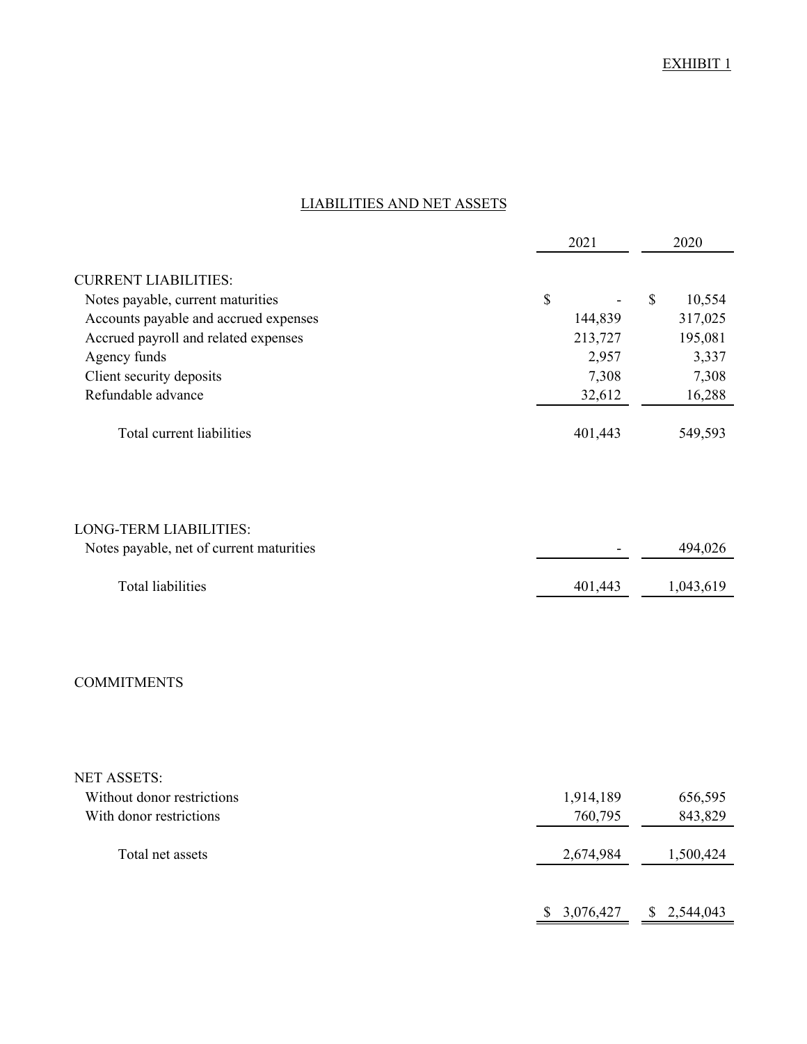EXHIBIT 1

## LIABILITIES AND NET ASSETS

| | 2021 | 2020 |
|---|---|---|
| CURRENT LIABILITIES: | | |
| Notes payable, current maturities | $ - | $ 10,554 |
| Accounts payable and accrued expenses | 144,839 | 317,025 |
| Accrued payroll and related expenses | 213,727 | 195,081 |
| Agency funds | 2,957 | 3,337 |
| Client security deposits | 7,308 | 7,308 |
| Refundable advance | 32,612 | 16,288 |
| Total current liabilities | 401,443 | 549,593 |
| LONG-TERM LIABILITIES: | | |
| Notes payable, net of current maturities | - | 494,026 |
| Total liabilities | 401,443 | 1,043,619 |
| COMMITMENTS | | |
| NET ASSETS: | | |
| Without donor restrictions | 1,914,189 | 656,595 |
| With donor restrictions | 760,795 | 843,829 |
| Total net assets | 2,674,984 | 1,500,424 |
| | $ 3,076,427 | $ 2,544,043 |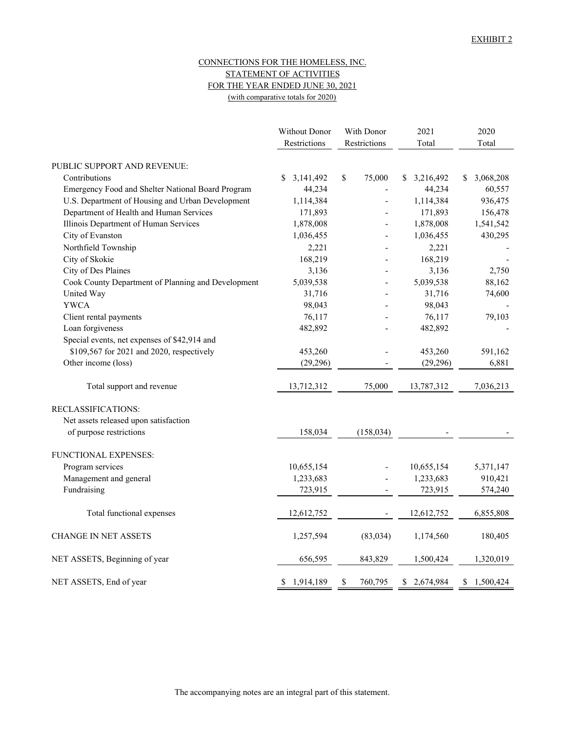EXHIBIT 2

# CONNECTIONS FOR THE HOMELESS, INC.
## STATEMENT OF ACTIVITIES
## FOR THE YEAR ENDED JUNE 30, 2021
(with comparative totals for 2020)

| | Without Donor Restrictions | With Donor Restrictions | 2021 Total | 2020 Total |
|---|---|---|---|---|
| PUBLIC SUPPORT AND REVENUE: | | | | |
| Contributions | $ 3,141,492 | $ 75,000 | $ 3,216,492 | $ 3,068,208 |
| Emergency Food and Shelter National Board Program | 44,234 | - | 44,234 | 60,557 |
| U.S. Department of Housing and Urban Development | 1,114,384 | - | 1,114,384 | 936,475 |
| Department of Health and Human Services | 171,893 | - | 171,893 | 156,478 |
| Illinois Department of Human Services | 1,878,008 | - | 1,878,008 | 1,541,542 |
| City of Evanston | 1,036,455 | - | 1,036,455 | 430,295 |
| Northfield Township | 2,221 | - | 2,221 | - |
| City of Skokie | 168,219 | - | 168,219 | - |
| City of Des Plaines | 3,136 | - | 3,136 | 2,750 |
| Cook County Department of Planning and Development | 5,039,538 | - | 5,039,538 | 88,162 |
| United Way | 31,716 | - | 31,716 | 74,600 |
| YWCA | 98,043 | - | 98,043 | - |
| Client rental payments | 76,117 | - | 76,117 | 79,103 |
| Loan forgiveness | 482,892 | - | 482,892 | - |
| Special events, net expenses of $42,914 and $109,567 for 2021 and 2020, respectively | 453,260 | - | 453,260 | 591,162 |
| Other income (loss) | (29,296) | - | (29,296) | 6,881 |
| Total support and revenue | 13,712,312 | 75,000 | 13,787,312 | 7,036,213 |
| RECLASSIFICATIONS: | | | | |
| Net assets released upon satisfaction of purpose restrictions | 158,034 | (158,034) | - | - |
| FUNCTIONAL EXPENSES: | | | | |
| Program services | 10,655,154 | - | 10,655,154 | 5,371,147 |
| Management and general | 1,233,683 | - | 1,233,683 | 910,421 |
| Fundraising | 723,915 | - | 723,915 | 574,240 |
| Total functional expenses | 12,612,752 | - | 12,612,752 | 6,855,808 |
| CHANGE IN NET ASSETS | 1,257,594 | (83,034) | 1,174,560 | 180,405 |
| NET ASSETS, Beginning of year | 656,595 | 843,829 | 1,500,424 | 1,320,019 |
| NET ASSETS, End of year | $ 1,914,189 | $ 760,795 | $ 2,674,984 | $ 1,500,424 |

The accompanying notes are an integral part of this statement.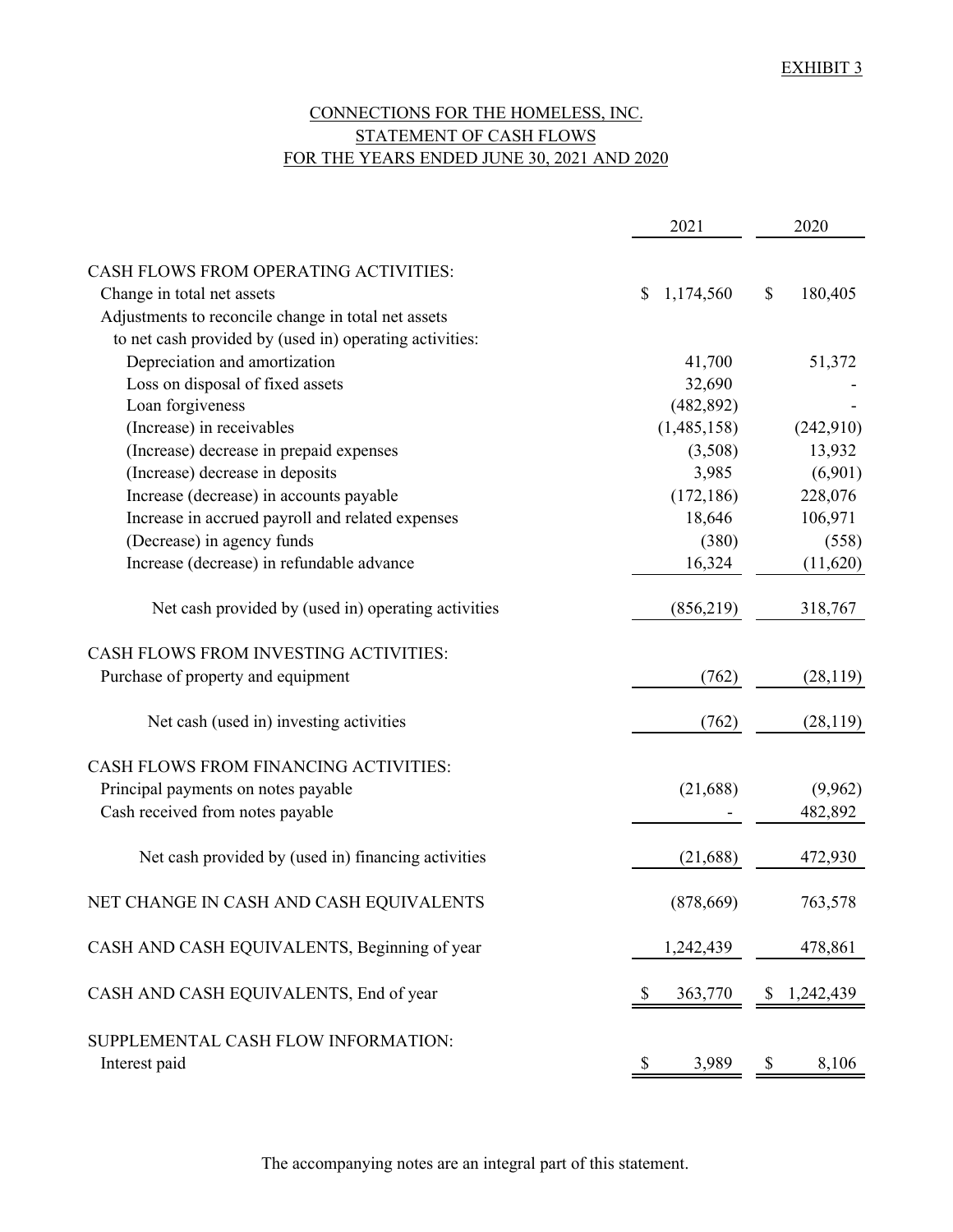EXHIBIT 3

# CONNECTIONS FOR THE HOMELESS, INC.
## STATEMENT OF CASH FLOWS
## FOR THE YEARS ENDED JUNE 30, 2021 AND 2020

| | 2021 | 2020 |
|---|---|---|
| **CASH FLOWS FROM OPERATING ACTIVITIES:** | | |
| Change in total net assets | $ 1,174,560 | $ 180,405 |
| Adjustments to reconcile change in total net assets to net cash provided by (used in) operating activities: | | |
| Depreciation and amortization | 41,700 | 51,372 |
| Loss on disposal of fixed assets | 32,690 | - |
| Loan forgiveness | (482,892) | - |
| (Increase) in receivables | (1,485,158) | (242,910) |
| (Increase) decrease in prepaid expenses | (3,508) | 13,932 |
| (Increase) decrease in deposits | 3,985 | (6,901) |
| Increase (decrease) in accounts payable | (172,186) | 228,076 |
| Increase in accrued payroll and related expenses | 18,646 | 106,971 |
| (Decrease) in agency funds | (380) | (558) |
| Increase (decrease) in refundable advance | 16,324 | (11,620) |
| Net cash provided by (used in) operating activities | (856,219) | 318,767 |
| **CASH FLOWS FROM INVESTING ACTIVITIES:** | | |
| Purchase of property and equipment | (762) | (28,119) |
| Net cash (used in) investing activities | (762) | (28,119) |
| **CASH FLOWS FROM FINANCING ACTIVITIES:** | | |
| Principal payments on notes payable | (21,688) | (9,962) |
| Cash received from notes payable | - | 482,892 |
| Net cash provided by (used in) financing activities | (21,688) | 472,930 |
| NET CHANGE IN CASH AND CASH EQUIVALENTS | (878,669) | 763,578 |
| CASH AND CASH EQUIVALENTS, Beginning of year | 1,242,439 | 478,861 |
| CASH AND CASH EQUIVALENTS, End of year | $ 363,770 | $ 1,242,439 |
| **SUPPLEMENTAL CASH FLOW INFORMATION:** | | |
| Interest paid | $ 3,989 | $ 8,106 |

The accompanying notes are an integral part of this statement.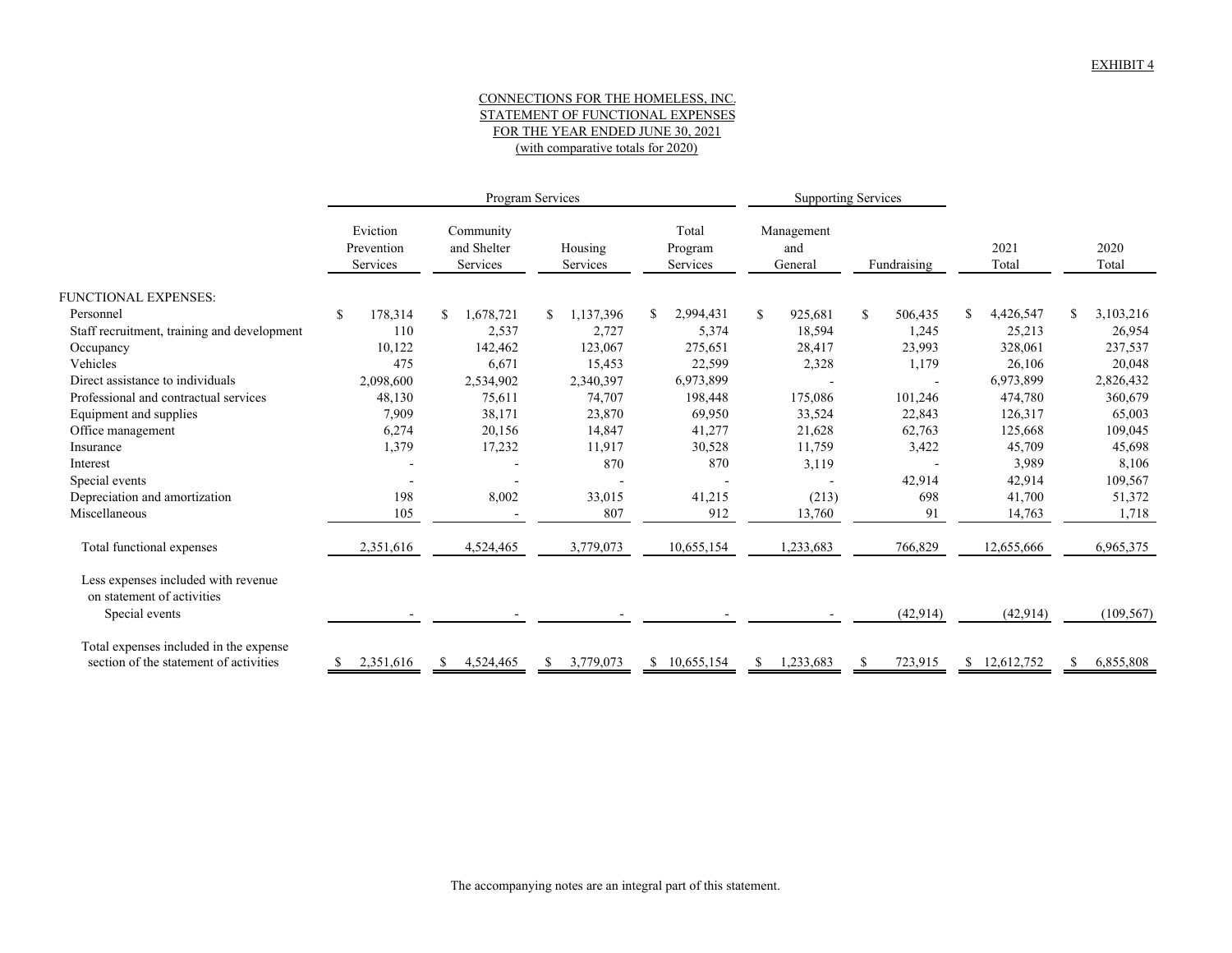EXHIBIT 4

CONNECTIONS FOR THE HOMELESS, INC.
STATEMENT OF FUNCTIONAL EXPENSES
FOR THE YEAR ENDED JUNE 30, 2021
(with comparative totals for 2020)

| | Program Services | | | | Supporting Services | | | |
|---|---|---|---|---|---|---|---|---|
| | Eviction Prevention Services | Community and Shelter Services | Housing Services | Total Program Services | Management and General | Fundraising | 2021 Total | 2020 Total |
| FUNCTIONAL EXPENSES: | | | | | | | | |
| Personnel | $ 178,314 | $ 1,678,721 | $ 1,137,396 | $ 2,994,431 | $ 925,681 | $ 506,435 | $ 4,426,547 | $ 3,103,216 |
| Staff recruitment, training and development | 110 | 2,537 | 2,727 | 5,374 | 18,594 | 1,245 | 25,213 | 26,954 |
| Occupancy | 10,122 | 142,462 | 123,067 | 275,651 | 28,417 | 23,993 | 328,061 | 237,537 |
| Vehicles | 475 | 6,671 | 15,453 | 22,599 | 2,328 | 1,179 | 26,106 | 20,048 |
| Direct assistance to individuals | 2,098,600 | 2,534,902 | 2,340,397 | 6,973,899 | - | - | 6,973,899 | 2,826,432 |
| Professional and contractual services | 48,130 | 75,611 | 74,707 | 198,448 | 175,086 | 101,246 | 474,780 | 360,679 |
| Equipment and supplies | 7,909 | 38,171 | 23,870 | 69,950 | 33,524 | 22,843 | 126,317 | 65,003 |
| Office management | 6,274 | 20,156 | 14,847 | 41,277 | 21,628 | 62,763 | 125,668 | 109,045 |
| Insurance | 1,379 | 17,232 | 11,917 | 30,528 | 11,759 | 3,422 | 45,709 | 45,698 |
| Interest | - | - | 870 | 870 | 3,119 | - | 3,989 | 8,106 |
| Special events | - | - | - | - | - | 42,914 | 42,914 | 109,567 |
| Depreciation and amortization | 198 | 8,002 | 33,015 | 41,215 | (213) | 698 | 41,700 | 51,372 |
| Miscellaneous | 105 | - | 807 | 912 | 13,760 | 91 | 14,763 | 1,718 |
| Total functional expenses | 2,351,616 | 4,524,465 | 3,779,073 | 10,655,154 | 1,233,683 | 766,829 | 12,655,666 | 6,965,375 |
| Less expenses included with revenue on statement of activities | | | | | | | | |
| Special events | - | - | - | - | - | (42,914) | (42,914) | (109,567) |
| Total expenses included in the expense section of the statement of activities | $ 2,351,616 | $ 4,524,465 | $ 3,779,073 | $ 10,655,154 | $ 1,233,683 | $ 723,915 | $ 12,612,752 | $ 6,855,808 |

The accompanying notes are an integral part of this statement.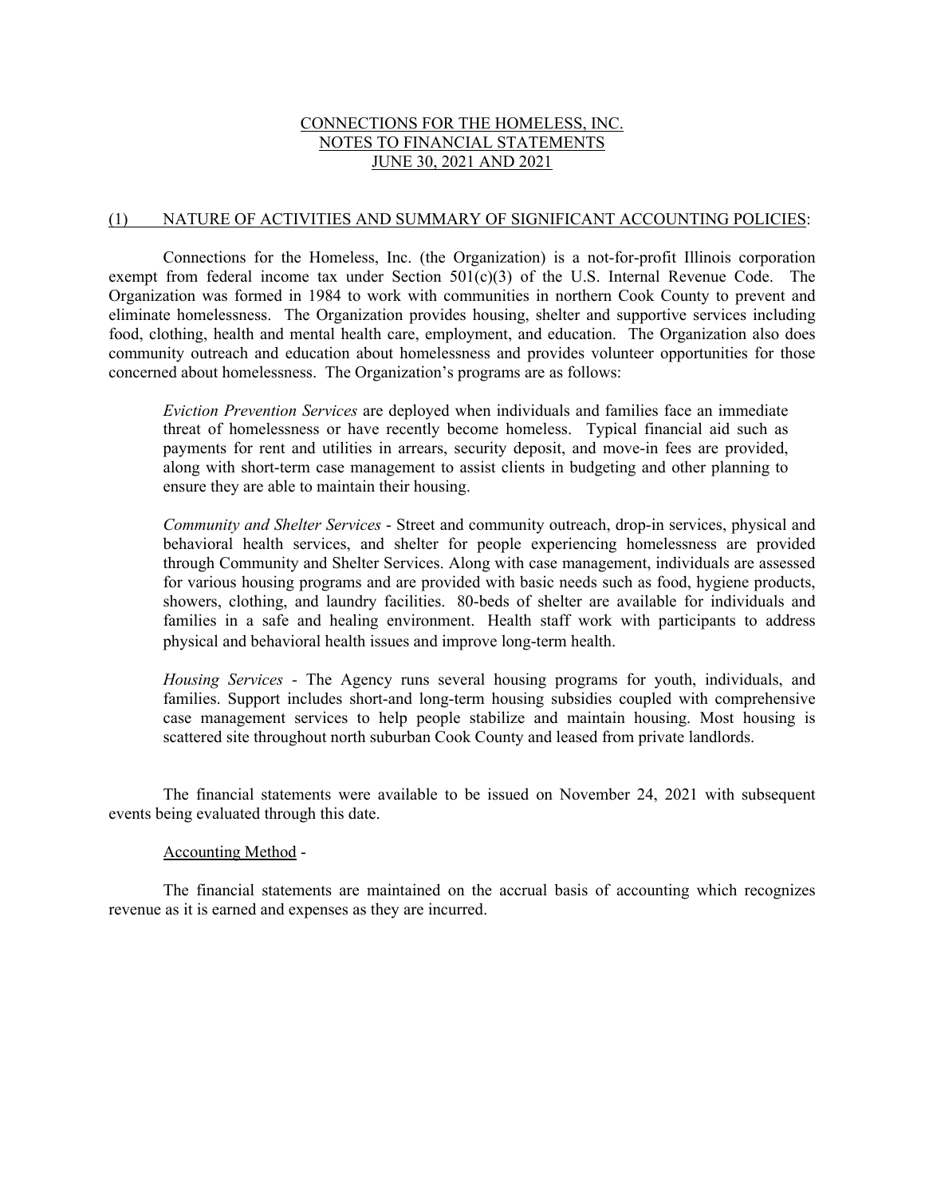# CONNECTIONS FOR THE HOMELESS, INC.
## NOTES TO FINANCIAL STATEMENTS
## JUNE 30, 2021 AND 2021

### (1) NATURE OF ACTIVITIES AND SUMMARY OF SIGNIFICANT ACCOUNTING POLICIES:

Connections for the Homeless, Inc. (the Organization) is a not-for-profit Illinois corporation exempt from federal income tax under Section 501(c)(3) of the U.S. Internal Revenue Code. The Organization was formed in 1984 to work with communities in northern Cook County to prevent and eliminate homelessness. The Organization provides housing, shelter and supportive services including food, clothing, health and mental health care, employment, and education. The Organization also does community outreach and education about homelessness and provides volunteer opportunities for those concerned about homelessness. The Organization's programs are as follows:

> *Eviction Prevention Services* are deployed when individuals and families face an immediate threat of homelessness or have recently become homeless. Typical financial aid such as payments for rent and utilities in arrears, security deposit, and move-in fees are provided, along with short-term case management to assist clients in budgeting and other planning to ensure they are able to maintain their housing.
>
> *Community and Shelter Services* - Street and community outreach, drop-in services, physical and behavioral health services, and shelter for people experiencing homelessness are provided through Community and Shelter Services. Along with case management, individuals are assessed for various housing programs and are provided with basic needs such as food, hygiene products, showers, clothing, and laundry facilities. 80-beds of shelter are available for individuals and families in a safe and healing environment. Health staff work with participants to address physical and behavioral health issues and improve long-term health.
>
> *Housing Services* - The Agency runs several housing programs for youth, individuals, and families. Support includes short-and long-term housing subsidies coupled with comprehensive case management services to help people stabilize and maintain housing. Most housing is scattered site throughout north suburban Cook County and leased from private landlords.

The financial statements were available to be issued on November 24, 2021 with subsequent events being evaluated through this date.

Accounting Method -

The financial statements are maintained on the accrual basis of accounting which recognizes revenue as it is earned and expenses as they are incurred.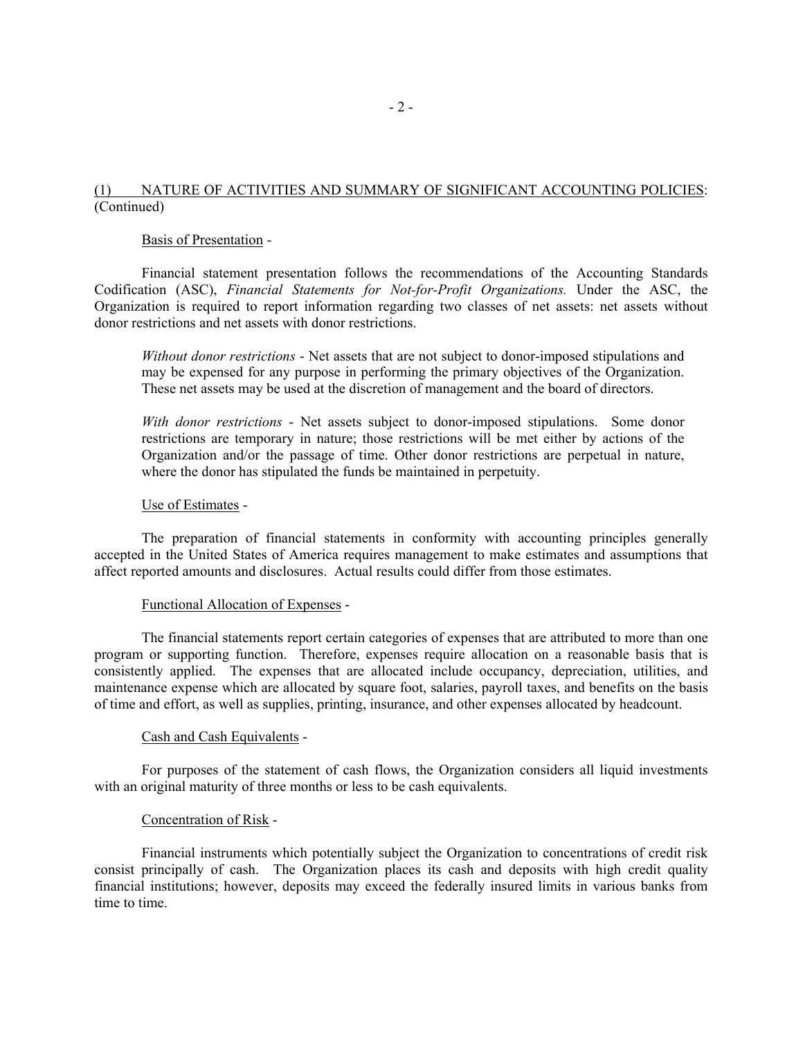## (1) NATURE OF ACTIVITIES AND SUMMARY OF SIGNIFICANT ACCOUNTING POLICIES: (Continued)

### Basis of Presentation -

Financial statement presentation follows the recommendations of the Accounting Standards Codification (ASC), *Financial Statements for Not-for-Profit Organizations.* Under the ASC, the Organization is required to report information regarding two classes of net assets: net assets without donor restrictions and net assets with donor restrictions.

*Without donor restrictions* - Net assets that are not subject to donor-imposed stipulations and may be expensed for any purpose in performing the primary objectives of the Organization. These net assets may be used at the discretion of management and the board of directors.

*With donor restrictions* - Net assets subject to donor-imposed stipulations. Some donor restrictions are temporary in nature; those restrictions will be met either by actions of the Organization and/or the passage of time. Other donor restrictions are perpetual in nature, where the donor has stipulated the funds be maintained in perpetuity.

### Use of Estimates -

The preparation of financial statements in conformity with accounting principles generally accepted in the United States of America requires management to make estimates and assumptions that affect reported amounts and disclosures. Actual results could differ from those estimates.

### Functional Allocation of Expenses -

The financial statements report certain categories of expenses that are attributed to more than one program or supporting function. Therefore, expenses require allocation on a reasonable basis that is consistently applied. The expenses that are allocated include occupancy, depreciation, utilities, and maintenance expense which are allocated by square foot, salaries, payroll taxes, and benefits on the basis of time and effort, as well as supplies, printing, insurance, and other expenses allocated by headcount.

### Cash and Cash Equivalents -

For purposes of the statement of cash flows, the Organization considers all liquid investments with an original maturity of three months or less to be cash equivalents.

### Concentration of Risk -

Financial instruments which potentially subject the Organization to concentrations of credit risk consist principally of cash. The Organization places its cash and deposits with high credit quality financial institutions; however, deposits may exceed the federally insured limits in various banks from time to time.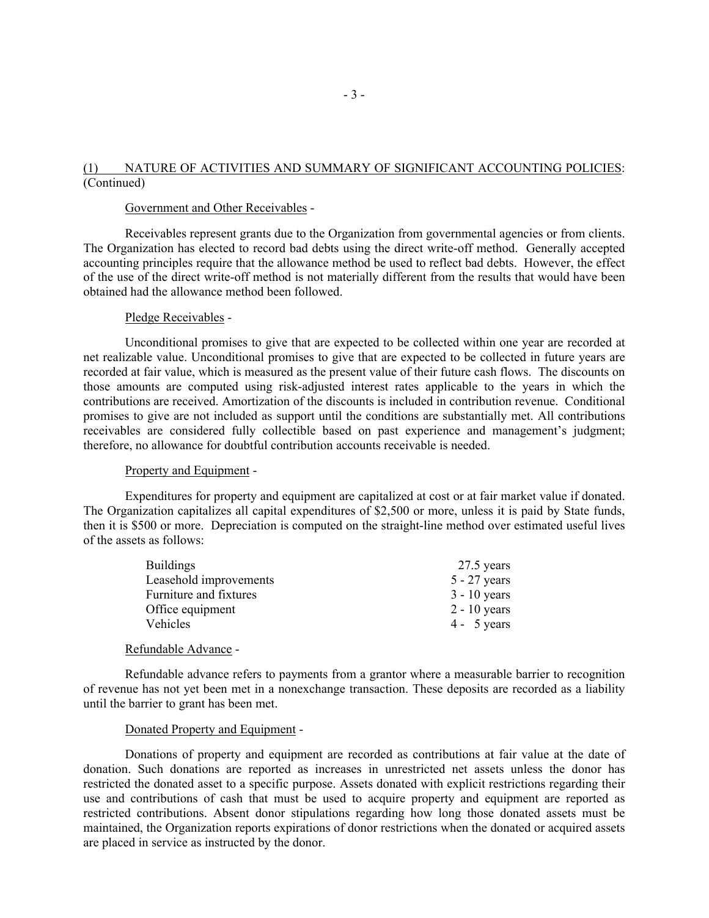## (1) NATURE OF ACTIVITIES AND SUMMARY OF SIGNIFICANT ACCOUNTING POLICIES: (Continued)

### Government and Other Receivables -

Receivables represent grants due to the Organization from governmental agencies or from clients. The Organization has elected to record bad debts using the direct write-off method. Generally accepted accounting principles require that the allowance method be used to reflect bad debts. However, the effect of the use of the direct write-off method is not materially different from the results that would have been obtained had the allowance method been followed.

### Pledge Receivables -

Unconditional promises to give that are expected to be collected within one year are recorded at net realizable value. Unconditional promises to give that are expected to be collected in future years are recorded at fair value, which is measured as the present value of their future cash flows. The discounts on those amounts are computed using risk-adjusted interest rates applicable to the years in which the contributions are received. Amortization of the discounts is included in contribution revenue. Conditional promises to give are not included as support until the conditions are substantially met. All contributions receivables are considered fully collectible based on past experience and management's judgment; therefore, no allowance for doubtful contribution accounts receivable is needed.

### Property and Equipment -

Expenditures for property and equipment are capitalized at cost or at fair market value if donated. The Organization capitalizes all capital expenditures of $2,500 or more, unless it is paid by State funds, then it is $500 or more. Depreciation is computed on the straight-line method over estimated useful lives of the assets as follows:

| | |
|---|---|
| Buildings | 27.5 years |
| Leasehold improvements | 5 - 27 years |
| Furniture and fixtures | 3 - 10 years |
| Office equipment | 2 - 10 years |
| Vehicles | 4 - 5 years |

### Refundable Advance -

Refundable advance refers to payments from a grantor where a measurable barrier to recognition of revenue has not yet been met in a nonexchange transaction. These deposits are recorded as a liability until the barrier to grant has been met.

### Donated Property and Equipment -

Donations of property and equipment are recorded as contributions at fair value at the date of donation. Such donations are reported as increases in unrestricted net assets unless the donor has restricted the donated asset to a specific purpose. Assets donated with explicit restrictions regarding their use and contributions of cash that must be used to acquire property and equipment are reported as restricted contributions. Absent donor stipulations regarding how long those donated assets must be maintained, the Organization reports expirations of donor restrictions when the donated or acquired assets are placed in service as instructed by the donor.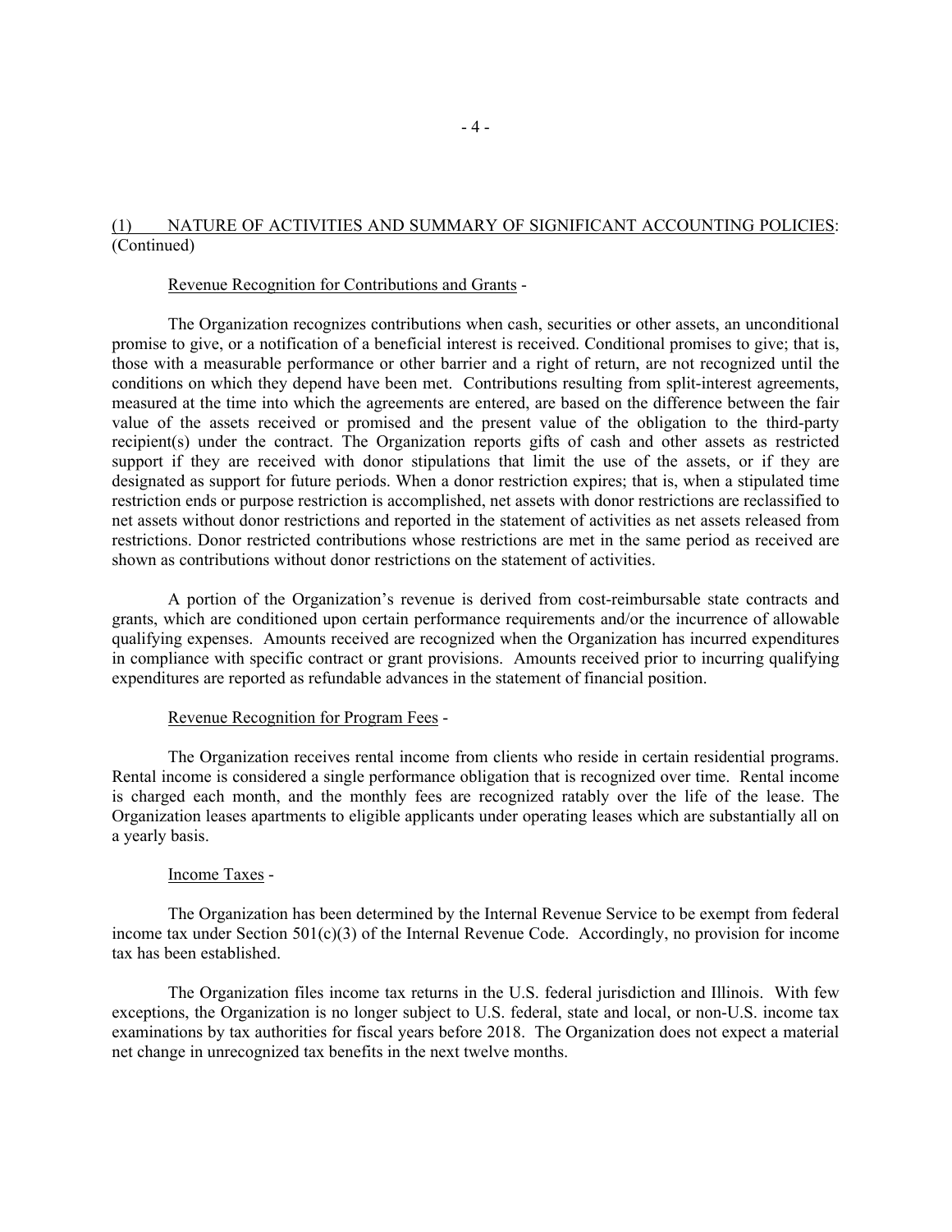## (1) NATURE OF ACTIVITIES AND SUMMARY OF SIGNIFICANT ACCOUNTING POLICIES: (Continued)

### Revenue Recognition for Contributions and Grants -

The Organization recognizes contributions when cash, securities or other assets, an unconditional promise to give, or a notification of a beneficial interest is received. Conditional promises to give; that is, those with a measurable performance or other barrier and a right of return, are not recognized until the conditions on which they depend have been met. Contributions resulting from split-interest agreements, measured at the time into which the agreements are entered, are based on the difference between the fair value of the assets received or promised and the present value of the obligation to the third-party recipient(s) under the contract. The Organization reports gifts of cash and other assets as restricted support if they are received with donor stipulations that limit the use of the assets, or if they are designated as support for future periods. When a donor restriction expires; that is, when a stipulated time restriction ends or purpose restriction is accomplished, net assets with donor restrictions are reclassified to net assets without donor restrictions and reported in the statement of activities as net assets released from restrictions. Donor restricted contributions whose restrictions are met in the same period as received are shown as contributions without donor restrictions on the statement of activities.

A portion of the Organization's revenue is derived from cost-reimbursable state contracts and grants, which are conditioned upon certain performance requirements and/or the incurrence of allowable qualifying expenses. Amounts received are recognized when the Organization has incurred expenditures in compliance with specific contract or grant provisions. Amounts received prior to incurring qualifying expenditures are reported as refundable advances in the statement of financial position.

### Revenue Recognition for Program Fees -

The Organization receives rental income from clients who reside in certain residential programs. Rental income is considered a single performance obligation that is recognized over time. Rental income is charged each month, and the monthly fees are recognized ratably over the life of the lease. The Organization leases apartments to eligible applicants under operating leases which are substantially all on a yearly basis.

### Income Taxes -

The Organization has been determined by the Internal Revenue Service to be exempt from federal income tax under Section 501(c)(3) of the Internal Revenue Code. Accordingly, no provision for income tax has been established.

The Organization files income tax returns in the U.S. federal jurisdiction and Illinois. With few exceptions, the Organization is no longer subject to U.S. federal, state and local, or non-U.S. income tax examinations by tax authorities for fiscal years before 2018. The Organization does not expect a material net change in unrecognized tax benefits in the next twelve months.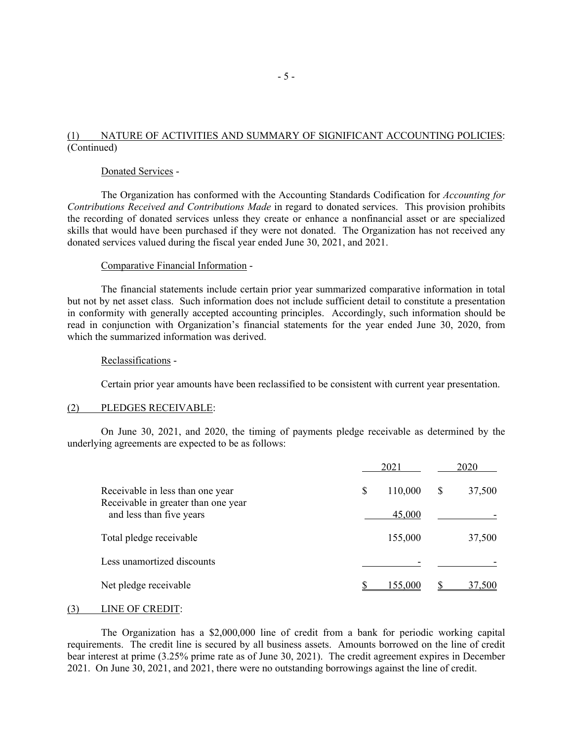## (1) NATURE OF ACTIVITIES AND SUMMARY OF SIGNIFICANT ACCOUNTING POLICIES: (Continued)

### Donated Services -

The Organization has conformed with the Accounting Standards Codification for *Accounting for Contributions Received and Contributions Made* in regard to donated services. This provision prohibits the recording of donated services unless they create or enhance a nonfinancial asset or are specialized skills that would have been purchased if they were not donated. The Organization has not received any donated services valued during the fiscal year ended June 30, 2021, and 2021.

### Comparative Financial Information -

The financial statements include certain prior year summarized comparative information in total but not by net asset class. Such information does not include sufficient detail to constitute a presentation in conformity with generally accepted accounting principles. Accordingly, such information should be read in conjunction with Organization's financial statements for the year ended June 30, 2020, from which the summarized information was derived.

### Reclassifications -

Certain prior year amounts have been reclassified to be consistent with current year presentation.

## (2) PLEDGES RECEIVABLE:

On June 30, 2021, and 2020, the timing of payments pledge receivable as determined by the underlying agreements are expected to be as follows:

| | 2021 | 2020 |
|---|---|---|
| Receivable in less than one year | $ 110,000 | $ 37,500 |
| Receivable in greater than one year and less than five years | 45,000 | - |
| Total pledge receivable | 155,000 | 37,500 |
| Less unamortized discounts | - | - |
| Net pledge receivable | $ 155,000 | $ 37,500 |

## (3) LINE OF CREDIT:

The Organization has a $2,000,000 line of credit from a bank for periodic working capital requirements. The credit line is secured by all business assets. Amounts borrowed on the line of credit bear interest at prime (3.25% prime rate as of June 30, 2021). The credit agreement expires in December 2021. On June 30, 2021, and 2021, there were no outstanding borrowings against the line of credit.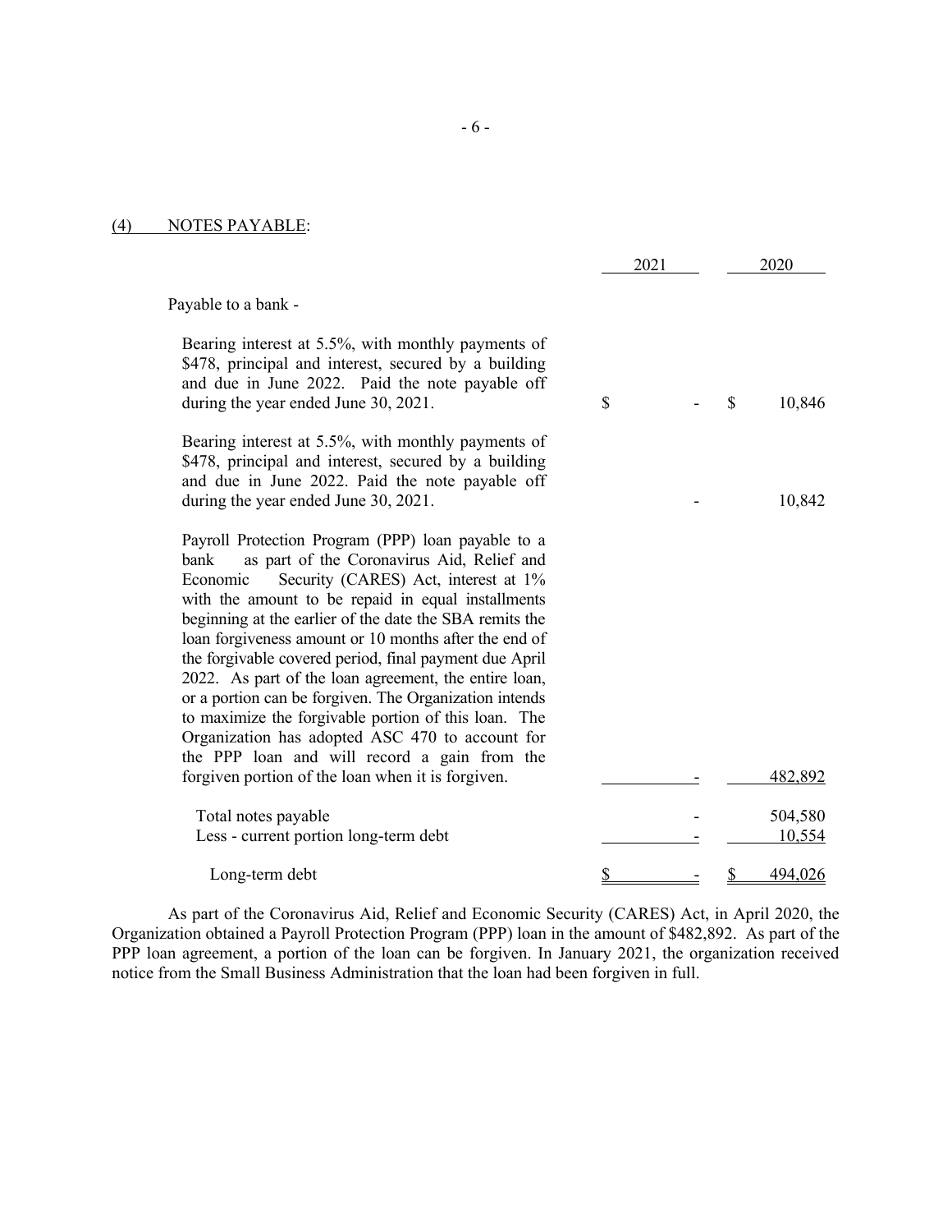## (4) NOTES PAYABLE:

| | 2021 | 2020 |
|---|---|---|
| Payable to a bank - | | |
| Bearing interest at 5.5%, with monthly payments of \$478, principal and interest, secured by a building and due in June 2022. Paid the note payable off during the year ended June 30, 2021. | $ - | $ 10,846 |
| Bearing interest at 5.5%, with monthly payments of \$478, principal and interest, secured by a building and due in June 2022. Paid the note payable off during the year ended June 30, 2021. | - | 10,842 |
| Payroll Protection Program (PPP) loan payable to a bank as part of the Coronavirus Aid, Relief and Economic Security (CARES) Act, interest at 1% with the amount to be repaid in equal installments beginning at the earlier of the date the SBA remits the loan forgiveness amount or 10 months after the end of the forgivable covered period, final payment due April 2022. As part of the loan agreement, the entire loan, or a portion can be forgiven. The Organization intends to maximize the forgivable portion of this loan. The Organization has adopted ASC 470 to account for the PPP loan and will record a gain from the forgiven portion of the loan when it is forgiven. | - | 482,892 |
| Total notes payable | - | 504,580 |
| Less - current portion long-term debt | - | 10,554 |
| Long-term debt | $ - | $ 494,026 |

As part of the Coronavirus Aid, Relief and Economic Security (CARES) Act, in April 2020, the Organization obtained a Payroll Protection Program (PPP) loan in the amount of \$482,892. As part of the PPP loan agreement, a portion of the loan can be forgiven. In January 2021, the organization received notice from the Small Business Administration that the loan had been forgiven in full.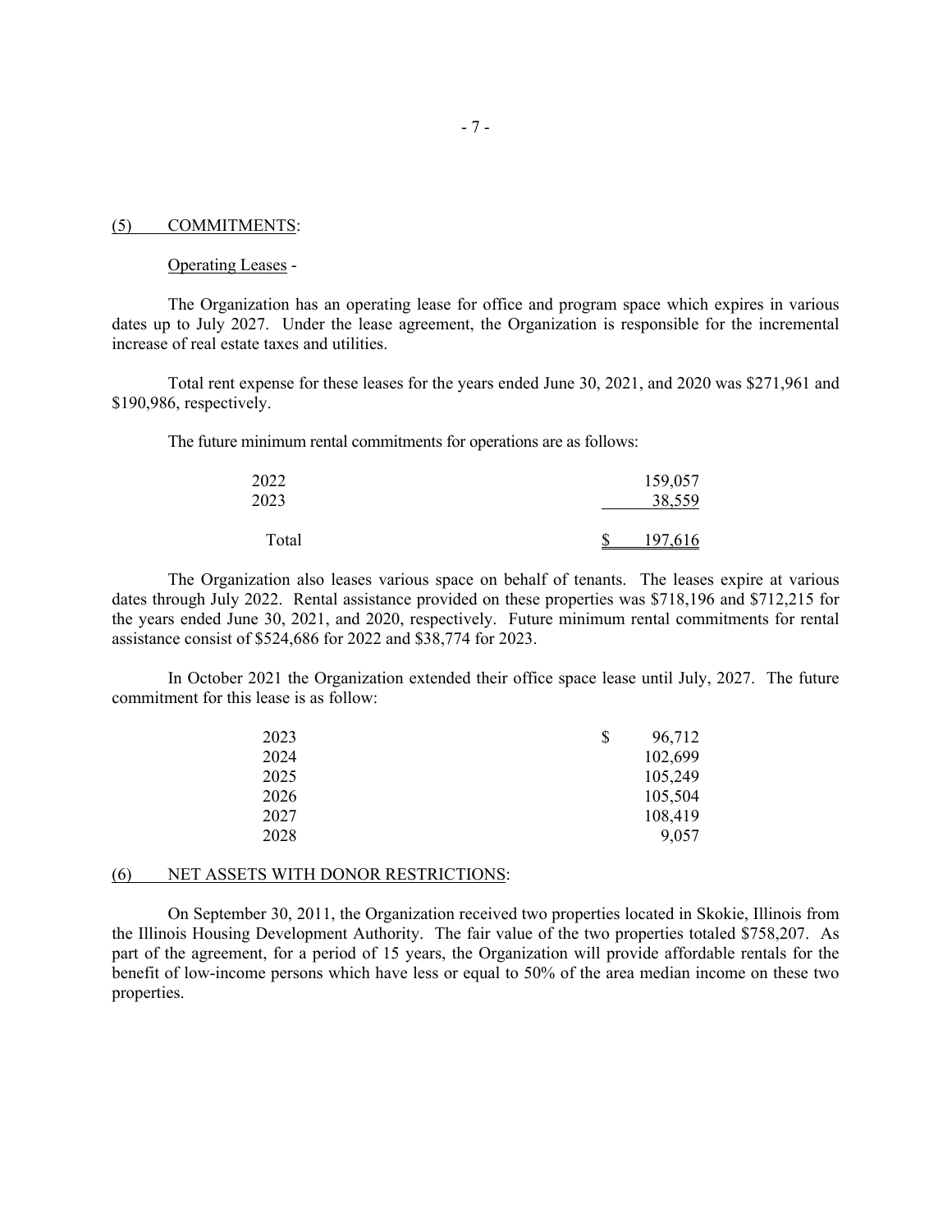## (5) COMMITMENTS:

Operating Leases -

The Organization has an operating lease for office and program space which expires in various dates up to July 2027. Under the lease agreement, the Organization is responsible for the incremental increase of real estate taxes and utilities.

Total rent expense for these leases for the years ended June 30, 2021, and 2020 was $271,961 and $190,986, respectively.

The future minimum rental commitments for operations are as follows:

| | |
|---|---|
| 2022 | 159,057 |
| 2023 | 38,559 |
| Total | $ 197,616 |

The Organization also leases various space on behalf of tenants. The leases expire at various dates through July 2022. Rental assistance provided on these properties was $718,196 and $712,215 for the years ended June 30, 2021, and 2020, respectively. Future minimum rental commitments for rental assistance consist of $524,686 for 2022 and $38,774 for 2023.

In October 2021 the Organization extended their office space lease until July, 2027. The future commitment for this lease is as follow:

| | |
|---|---|
| 2023 | $ 96,712 |
| 2024 | 102,699 |
| 2025 | 105,249 |
| 2026 | 105,504 |
| 2027 | 108,419 |
| 2028 | 9,057 |

## (6) NET ASSETS WITH DONOR RESTRICTIONS:

On September 30, 2011, the Organization received two properties located in Skokie, Illinois from the Illinois Housing Development Authority. The fair value of the two properties totaled $758,207. As part of the agreement, for a period of 15 years, the Organization will provide affordable rentals for the benefit of low-income persons which have less or equal to 50% of the area median income on these two properties.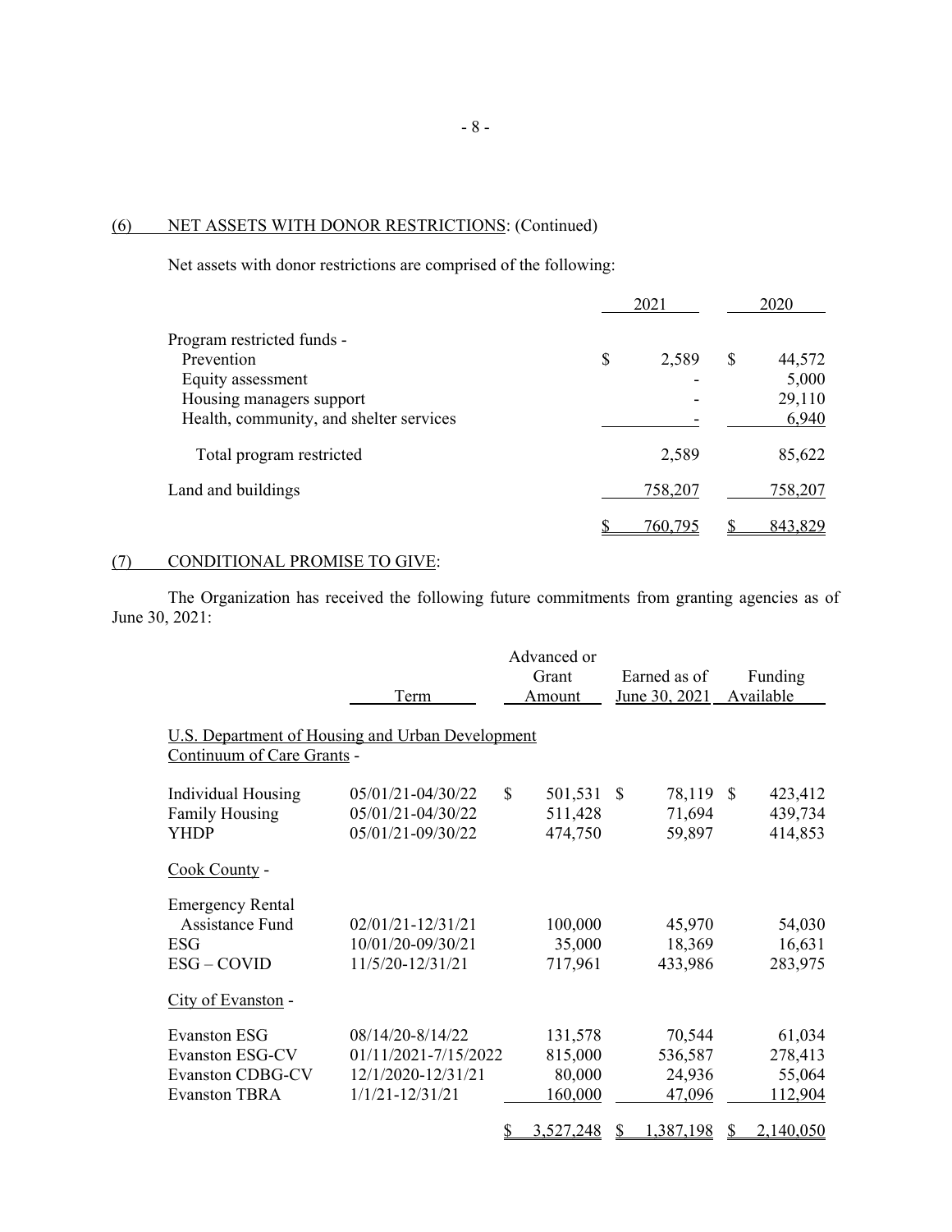## (6) NET ASSETS WITH DONOR RESTRICTIONS: (Continued)

Net assets with donor restrictions are comprised of the following:

| | 2021 | 2020 |
|---|---|---|
| Program restricted funds - | | |
| Prevention | $ 2,589 | $ 44,572 |
| Equity assessment | - | 5,000 |
| Housing managers support | - | 29,110 |
| Health, community, and shelter services | - | 6,940 |
| Total program restricted | 2,589 | 85,622 |
| Land and buildings | 758,207 | 758,207 |
| | $ 760,795 | $ 843,829 |

## (7) CONDITIONAL PROMISE TO GIVE:

The Organization has received the following future commitments from granting agencies as of June 30, 2021:

| | Term | Advanced or Grant Amount | Earned as of June 30, 2021 | Funding Available |
|---|---|---|---|---|
| U.S. Department of Housing and Urban Development Continuum of Care Grants - | | | | |
| Individual Housing | 05/01/21-04/30/22 | $ 501,531 | $ 78,119 | $ 423,412 |
| Family Housing | 05/01/21-04/30/22 | 511,428 | 71,694 | 439,734 |
| YHDP | 05/01/21-09/30/22 | 474,750 | 59,897 | 414,853 |
| Cook County - | | | | |
| Emergency Rental Assistance Fund | 02/01/21-12/31/21 | 100,000 | 45,970 | 54,030 |
| ESG | 10/01/20-09/30/21 | 35,000 | 18,369 | 16,631 |
| ESG – COVID | 11/5/20-12/31/21 | 717,961 | 433,986 | 283,975 |
| City of Evanston - | | | | |
| Evanston ESG | 08/14/20-8/14/22 | 131,578 | 70,544 | 61,034 |
| Evanston ESG-CV | 01/11/2021-7/15/2022 | 815,000 | 536,587 | 278,413 |
| Evanston CDBG-CV | 12/1/2020-12/31/21 | 80,000 | 24,936 | 55,064 |
| Evanston TBRA | 1/1/21-12/31/21 | 160,000 | 47,096 | 112,904 |
| | | $ 3,527,248 | $ 1,387,198 | $ 2,140,050 |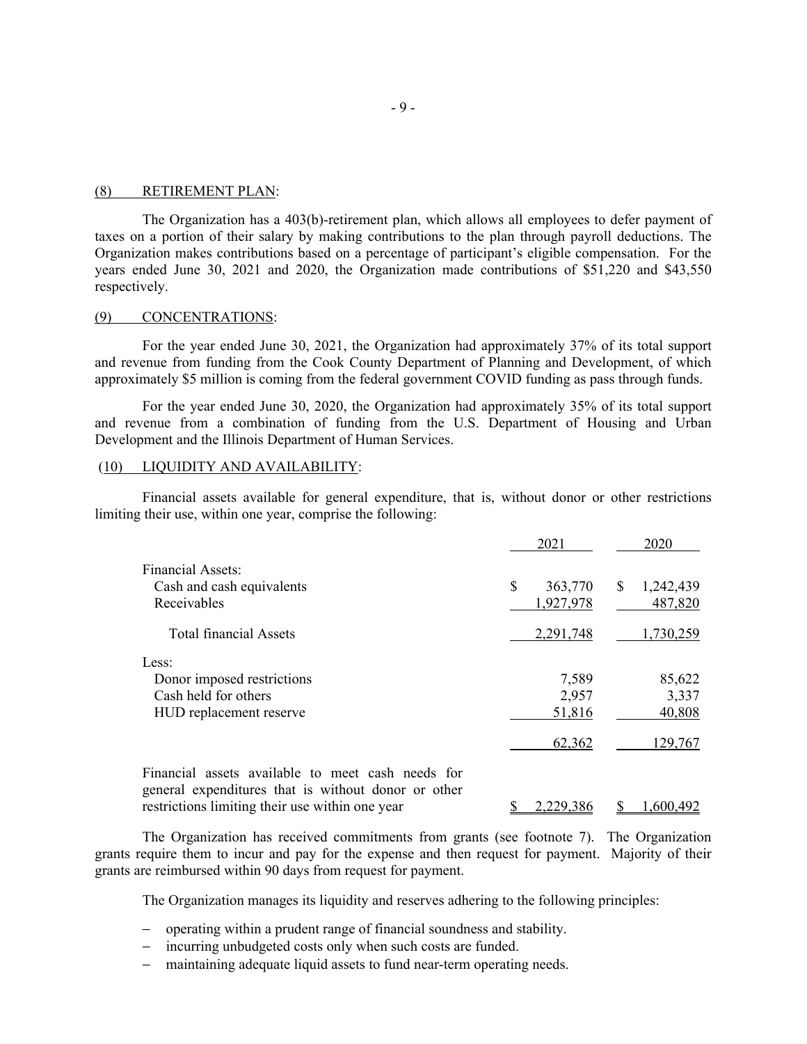## (8) RETIREMENT PLAN:

The Organization has a 403(b)-retirement plan, which allows all employees to defer payment of taxes on a portion of their salary by making contributions to the plan through payroll deductions. The Organization makes contributions based on a percentage of participant's eligible compensation. For the years ended June 30, 2021 and 2020, the Organization made contributions of $51,220 and $43,550 respectively.

## (9) CONCENTRATIONS:

For the year ended June 30, 2021, the Organization had approximately 37% of its total support and revenue from funding from the Cook County Department of Planning and Development, of which approximately $5 million is coming from the federal government COVID funding as pass through funds.

For the year ended June 30, 2020, the Organization had approximately 35% of its total support and revenue from a combination of funding from the U.S. Department of Housing and Urban Development and the Illinois Department of Human Services.

## (10) LIQUIDITY AND AVAILABILITY:

Financial assets available for general expenditure, that is, without donor or other restrictions limiting their use, within one year, comprise the following:

| | 2021 | 2020 |
|---|---|---|
| Financial Assets: | | |
| Cash and cash equivalents | $ 363,770 | $ 1,242,439 |
| Receivables | 1,927,978 | 487,820 |
| Total financial Assets | 2,291,748 | 1,730,259 |
| Less: | | |
| Donor imposed restrictions | 7,589 | 85,622 |
| Cash held for others | 2,957 | 3,337 |
| HUD replacement reserve | 51,816 | 40,808 |
| | 62,362 | 129,767 |
| Financial assets available to meet cash needs for general expenditures that is without donor or other restrictions limiting their use within one year | $ 2,229,386 | $ 1,600,492 |

The Organization has received commitments from grants (see footnote 7). The Organization grants require them to incur and pay for the expense and then request for payment. Majority of their grants are reimbursed within 90 days from request for payment.

The Organization manages its liquidity and reserves adhering to the following principles:

- operating within a prudent range of financial soundness and stability.
- incurring unbudgeted costs only when such costs are funded.
- maintaining adequate liquid assets to fund near-term operating needs.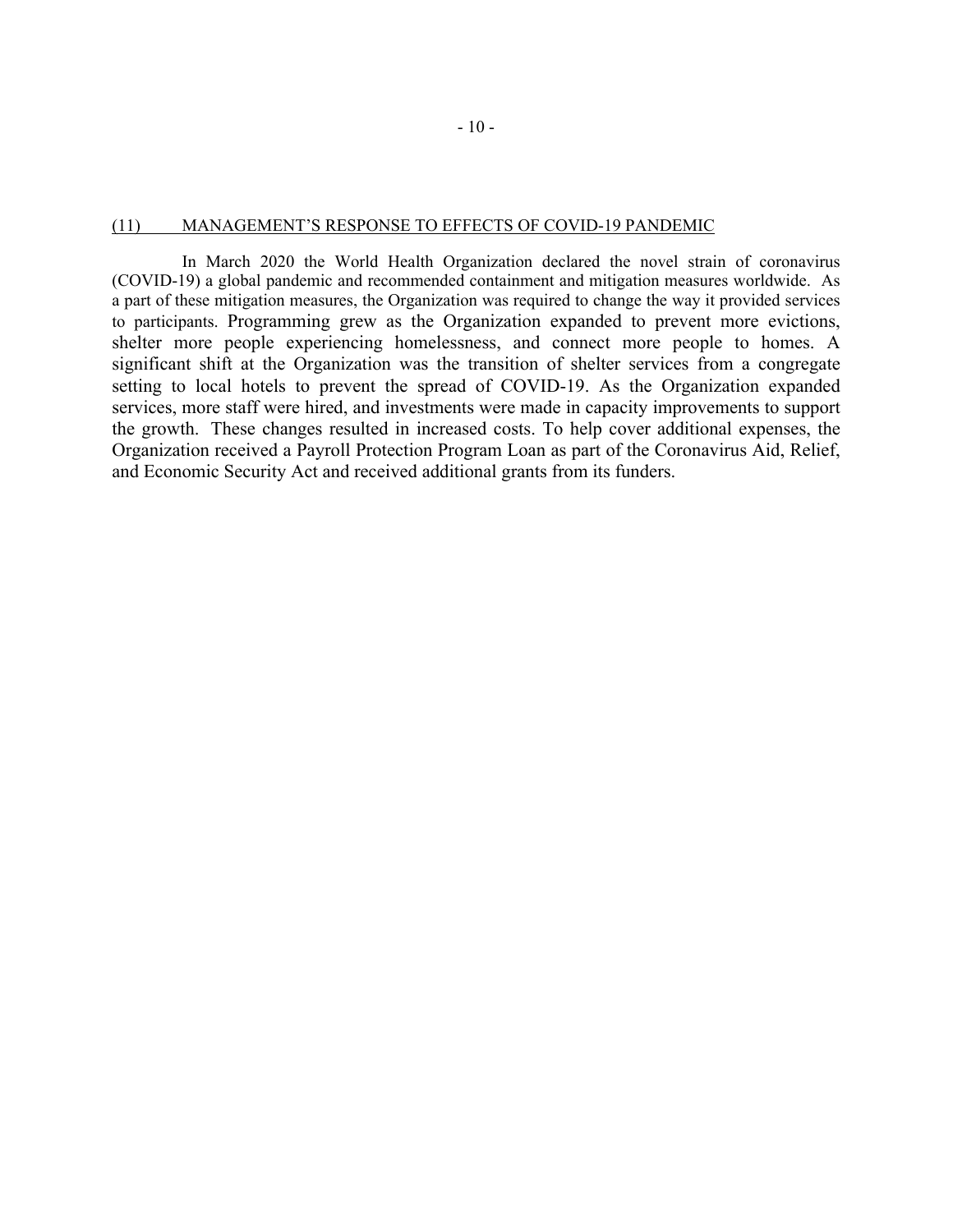## (11) MANAGEMENT'S RESPONSE TO EFFECTS OF COVID-19 PANDEMIC

In March 2020 the World Health Organization declared the novel strain of coronavirus (COVID-19) a global pandemic and recommended containment and mitigation measures worldwide. As a part of these mitigation measures, the Organization was required to change the way it provided services to participants. Programming grew as the Organization expanded to prevent more evictions, shelter more people experiencing homelessness, and connect more people to homes. A significant shift at the Organization was the transition of shelter services from a congregate setting to local hotels to prevent the spread of COVID-19. As the Organization expanded services, more staff were hired, and investments were made in capacity improvements to support the growth. These changes resulted in increased costs. To help cover additional expenses, the Organization received a Payroll Protection Program Loan as part of the Coronavirus Aid, Relief, and Economic Security Act and received additional grants from its funders.